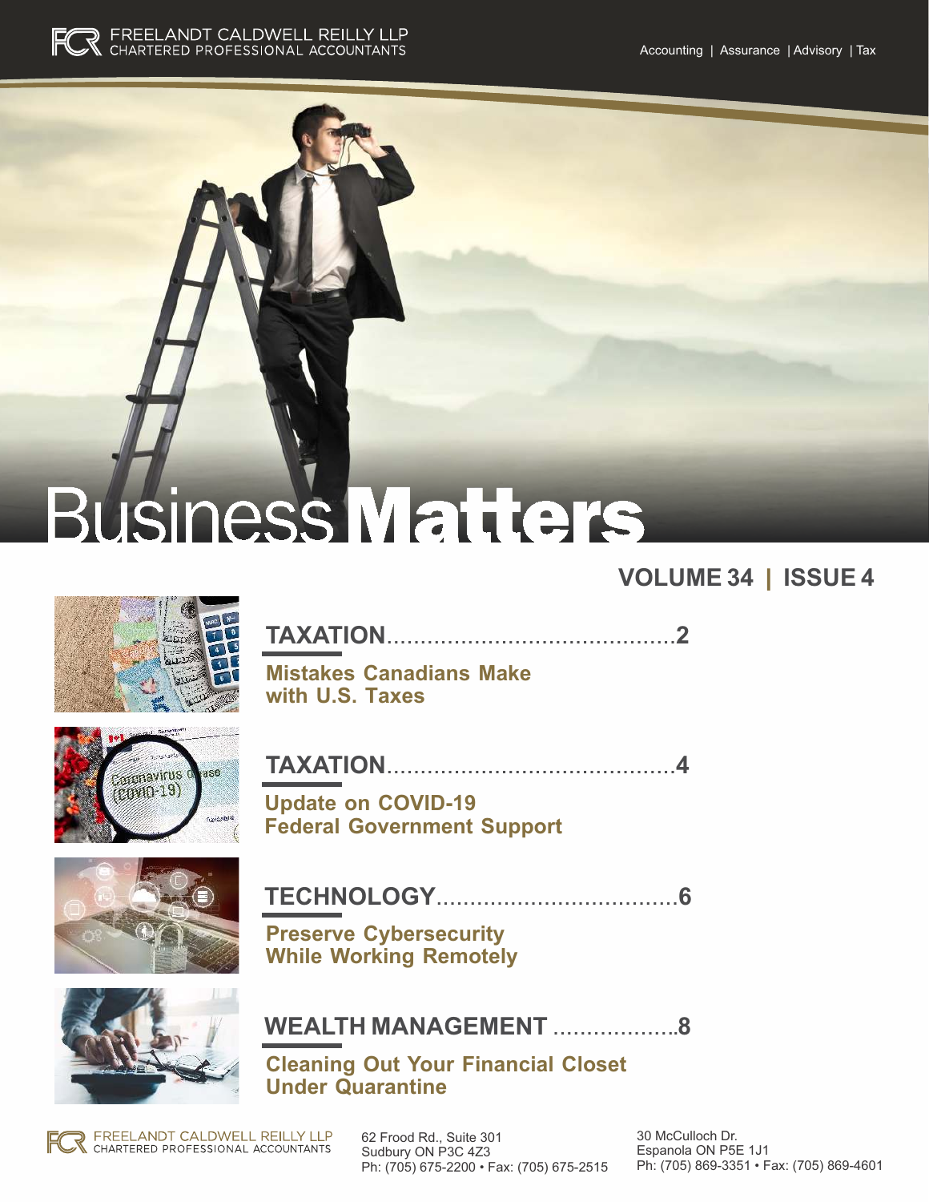FREELANDT CALDWELL REILLY LLP
CHARTERED PROFESSIONAL ACCOUNTANTS

Accounting | Assurance | Advisory | Tax

# Business Matters

## VOLUME 34 | ISSUE 4

**TAXATION**...........................................2

**Mistakes Canadians Make with U.S. Taxes**

**TAXATION**...........................................4

**Update on COVID-19 Federal Government Support**

**TECHNOLOGY**....................................6

**Preserve Cybersecurity While Working Remotely**

**WEALTH MANAGEMENT** ...................8

**Cleaning Out Your Financial Closet Under Quarantine**

FREELANDT CALDWELL REILLY LLP
CHARTERED PROFESSIONAL ACCOUNTANTS

62 Frood Rd., Suite 301
Sudbury ON P3C 4Z3
Ph: (705) 675-2200 • Fax: (705) 675-2515

30 McCulloch Dr.
Espanola ON P5E 1J1
Ph: (705) 869-3351 • Fax: (705) 869-4601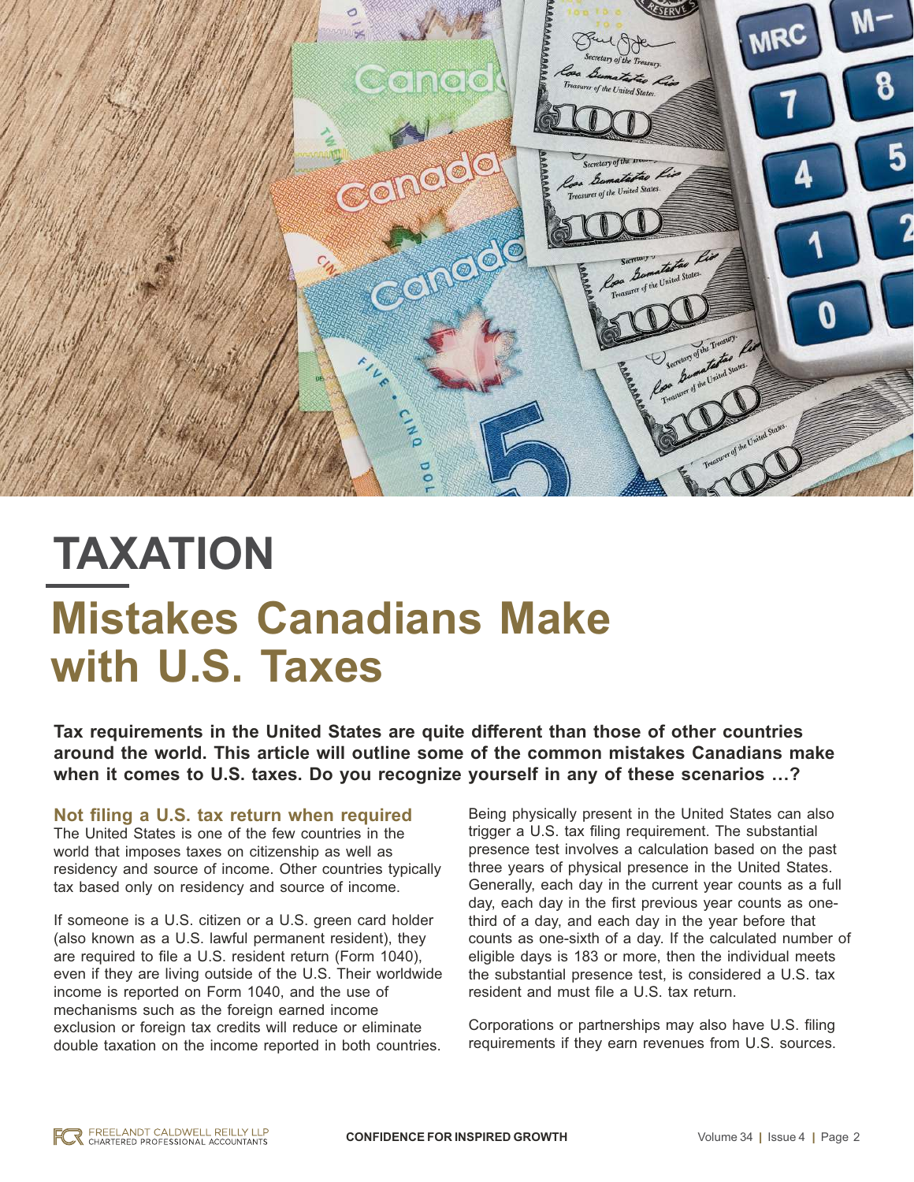# TAXATION

## Mistakes Canadians Make with U.S. Taxes

**Tax requirements in the United States are quite different than those of other countries around the world. This article will outline some of the common mistakes Canadians make when it comes to U.S. taxes. Do you recognize yourself in any of these scenarios …?**

### Not filing a U.S. tax return when required

The United States is one of the few countries in the world that imposes taxes on citizenship as well as residency and source of income. Other countries typically tax based only on residency and source of income.

If someone is a U.S. citizen or a U.S. green card holder (also known as a U.S. lawful permanent resident), they are required to file a U.S. resident return (Form 1040), even if they are living outside of the U.S. Their worldwide income is reported on Form 1040, and the use of mechanisms such as the foreign earned income exclusion or foreign tax credits will reduce or eliminate double taxation on the income reported in both countries.

Being physically present in the United States can also trigger a U.S. tax filing requirement. The substantial presence test involves a calculation based on the past three years of physical presence in the United States. Generally, each day in the current year counts as a full day, each day in the first previous year counts as one-third of a day, and each day in the year before that counts as one-sixth of a day. If the calculated number of eligible days is 183 or more, then the individual meets the substantial presence test, is considered a U.S. tax resident and must file a U.S. tax return.

Corporations or partnerships may also have U.S. filing requirements if they earn revenues from U.S. sources.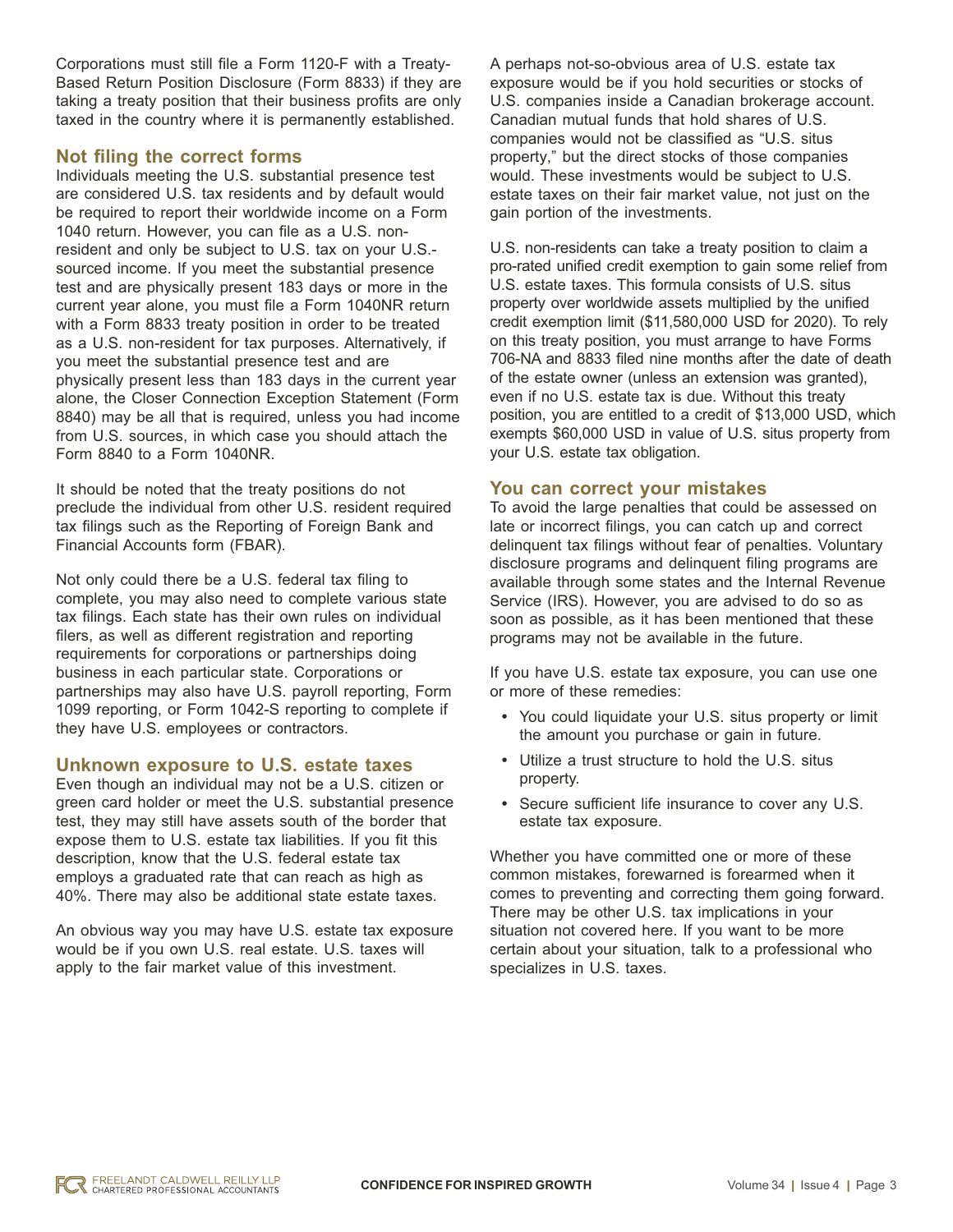Corporations must still file a Form 1120-F with a Treaty-Based Return Position Disclosure (Form 8833) if they are taking a treaty position that their business profits are only taxed in the country where it is permanently established.

## Not filing the correct forms

Individuals meeting the U.S. substantial presence test are considered U.S. tax residents and by default would be required to report their worldwide income on a Form 1040 return. However, you can file as a U.S. non-resident and only be subject to U.S. tax on your U.S.-sourced income. If you meet the substantial presence test and are physically present 183 days or more in the current year alone, you must file a Form 1040NR return with a Form 8833 treaty position in order to be treated as a U.S. non-resident for tax purposes. Alternatively, if you meet the substantial presence test and are physically present less than 183 days in the current year alone, the Closer Connection Exception Statement (Form 8840) may be all that is required, unless you had income from U.S. sources, in which case you should attach the Form 8840 to a Form 1040NR.

It should be noted that the treaty positions do not preclude the individual from other U.S. resident required tax filings such as the Reporting of Foreign Bank and Financial Accounts form (FBAR).

Not only could there be a U.S. federal tax filing to complete, you may also need to complete various state tax filings. Each state has their own rules on individual filers, as well as different registration and reporting requirements for corporations or partnerships doing business in each particular state. Corporations or partnerships may also have U.S. payroll reporting, Form 1099 reporting, or Form 1042-S reporting to complete if they have U.S. employees or contractors.

## Unknown exposure to U.S. estate taxes

Even though an individual may not be a U.S. citizen or green card holder or meet the U.S. substantial presence test, they may still have assets south of the border that expose them to U.S. estate tax liabilities. If you fit this description, know that the U.S. federal estate tax employs a graduated rate that can reach as high as 40%. There may also be additional state estate taxes.

An obvious way you may have U.S. estate tax exposure would be if you own U.S. real estate. U.S. taxes will apply to the fair market value of this investment.

A perhaps not-so-obvious area of U.S. estate tax exposure would be if you hold securities or stocks of U.S. companies inside a Canadian brokerage account. Canadian mutual funds that hold shares of U.S. companies would not be classified as "U.S. situs property," but the direct stocks of those companies would. These investments would be subject to U.S. estate taxes on their fair market value, not just on the gain portion of the investments.

U.S. non-residents can take a treaty position to claim a pro-rated unified credit exemption to gain some relief from U.S. estate taxes. This formula consists of U.S. situs property over worldwide assets multiplied by the unified credit exemption limit ($11,580,000 USD for 2020). To rely on this treaty position, you must arrange to have Forms 706-NA and 8833 filed nine months after the date of death of the estate owner (unless an extension was granted), even if no U.S. estate tax is due. Without this treaty position, you are entitled to a credit of $13,000 USD, which exempts $60,000 USD in value of U.S. situs property from your U.S. estate tax obligation.

## You can correct your mistakes

To avoid the large penalties that could be assessed on late or incorrect filings, you can catch up and correct delinquent tax filings without fear of penalties. Voluntary disclosure programs and delinquent filing programs are available through some states and the Internal Revenue Service (IRS). However, you are advised to do so as soon as possible, as it has been mentioned that these programs may not be available in the future.

If you have U.S. estate tax exposure, you can use one or more of these remedies:

- You could liquidate your U.S. situs property or limit the amount you purchase or gain in future.
- Utilize a trust structure to hold the U.S. situs property.
- Secure sufficient life insurance to cover any U.S. estate tax exposure.

Whether you have committed one or more of these common mistakes, forewarned is forearmed when it comes to preventing and correcting them going forward. There may be other U.S. tax implications in your situation not covered here. If you want to be more certain about your situation, talk to a professional who specializes in U.S. taxes.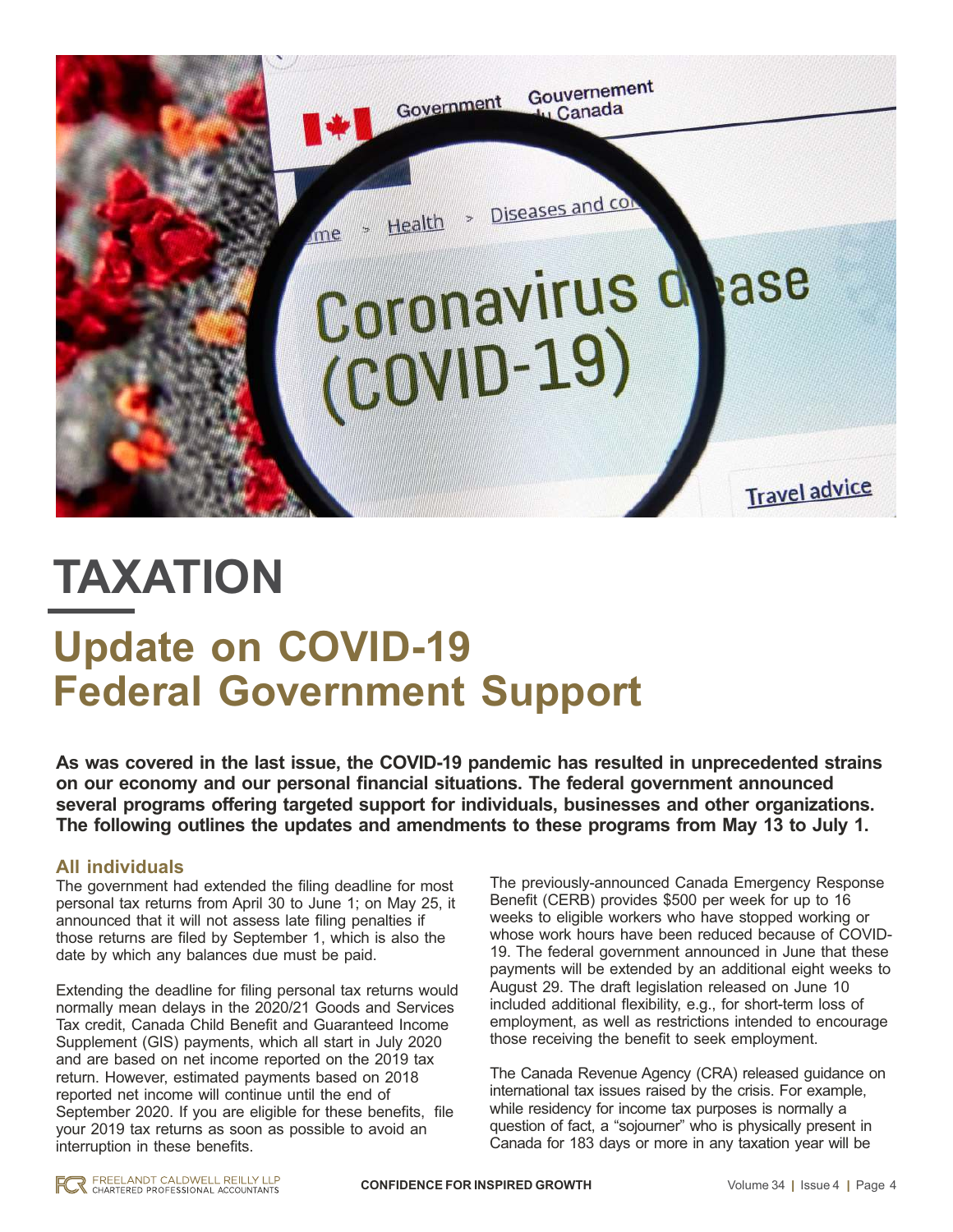# TAXATION

## Update on COVID-19 Federal Government Support

**As was covered in the last issue, the COVID-19 pandemic has resulted in unprecedented strains on our economy and our personal financial situations. The federal government announced several programs offering targeted support for individuals, businesses and other organizations. The following outlines the updates and amendments to these programs from May 13 to July 1.**

### All individuals

The government had extended the filing deadline for most personal tax returns from April 30 to June 1; on May 25, it announced that it will not assess late filing penalties if those returns are filed by September 1, which is also the date by which any balances due must be paid.

Extending the deadline for filing personal tax returns would normally mean delays in the 2020/21 Goods and Services Tax credit, Canada Child Benefit and Guaranteed Income Supplement (GIS) payments, which all start in July 2020 and are based on net income reported on the 2019 tax return. However, estimated payments based on 2018 reported net income will continue until the end of September 2020. If you are eligible for these benefits, file your 2019 tax returns as soon as possible to avoid an interruption in these benefits.

The previously-announced Canada Emergency Response Benefit (CERB) provides $500 per week for up to 16 weeks to eligible workers who have stopped working or whose work hours have been reduced because of COVID-19. The federal government announced in June that these payments will be extended by an additional eight weeks to August 29. The draft legislation released on June 10 included additional flexibility, e.g., for short-term loss of employment, as well as restrictions intended to encourage those receiving the benefit to seek employment.

The Canada Revenue Agency (CRA) released guidance on international tax issues raised by the crisis. For example, while residency for income tax purposes is normally a question of fact, a “sojourner” who is physically present in Canada for 183 days or more in any taxation year will be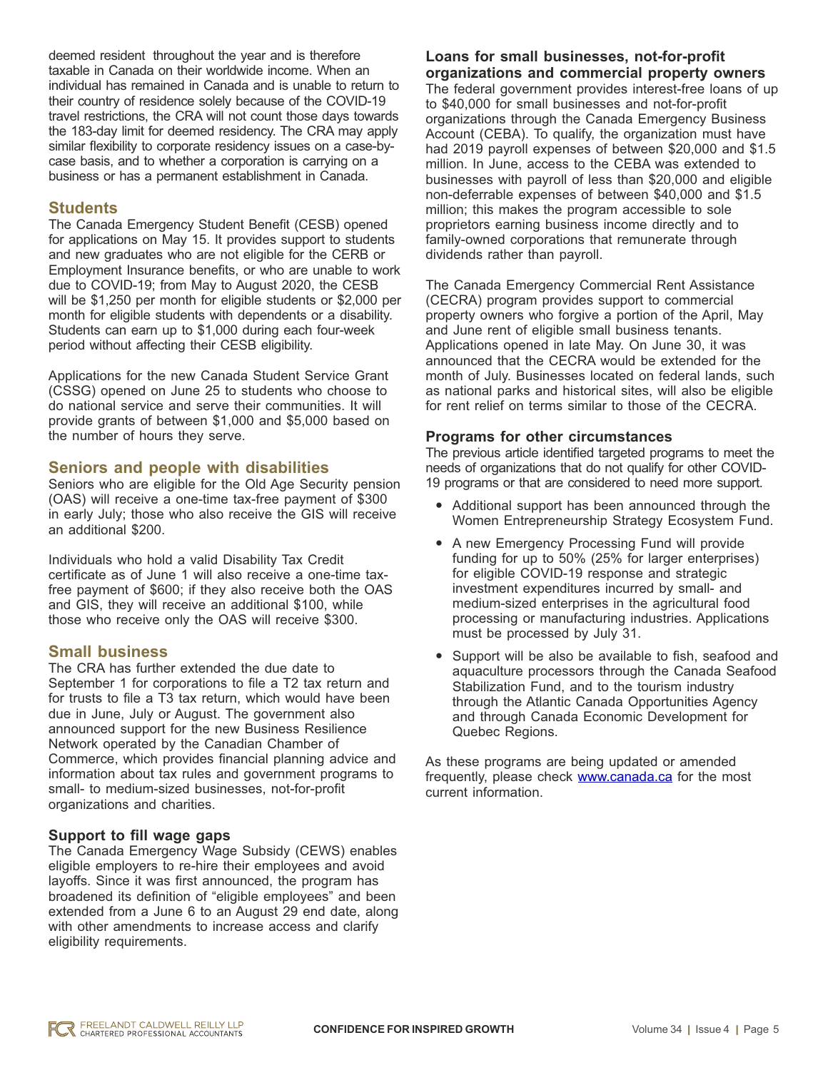deemed resident throughout the year and is therefore taxable in Canada on their worldwide income. When an individual has remained in Canada and is unable to return to their country of residence solely because of the COVID-19 travel restrictions, the CRA will not count those days towards the 183-day limit for deemed residency. The CRA may apply similar flexibility to corporate residency issues on a case-by-case basis, and to whether a corporation is carrying on a business or has a permanent establishment in Canada.

## Students

The Canada Emergency Student Benefit (CESB) opened for applications on May 15. It provides support to students and new graduates who are not eligible for the CERB or Employment Insurance benefits, or who are unable to work due to COVID-19; from May to August 2020, the CESB will be $1,250 per month for eligible students or $2,000 per month for eligible students with dependents or a disability. Students can earn up to $1,000 during each four-week period without affecting their CESB eligibility.

Applications for the new Canada Student Service Grant (CSSG) opened on June 25 to students who choose to do national service and serve their communities. It will provide grants of between $1,000 and $5,000 based on the number of hours they serve.

## Seniors and people with disabilities

Seniors who are eligible for the Old Age Security pension (OAS) will receive a one-time tax-free payment of $300 in early July; those who also receive the GIS will receive an additional $200.

Individuals who hold a valid Disability Tax Credit certificate as of June 1 will also receive a one-time tax-free payment of $600; if they also receive both the OAS and GIS, they will receive an additional $100, while those who receive only the OAS will receive $300.

## Small business

The CRA has further extended the due date to September 1 for corporations to file a T2 tax return and for trusts to file a T3 tax return, which would have been due in June, July or August. The government also announced support for the new Business Resilience Network operated by the Canadian Chamber of Commerce, which provides financial planning advice and information about tax rules and government programs to small- to medium-sized businesses, not-for-profit organizations and charities.

### Support to fill wage gaps

The Canada Emergency Wage Subsidy (CEWS) enables eligible employers to re-hire their employees and avoid layoffs. Since it was first announced, the program has broadened its definition of "eligible employees" and been extended from a June 6 to an August 29 end date, along with other amendments to increase access and clarify eligibility requirements.

### Loans for small businesses, not-for-profit organizations and commercial property owners

The federal government provides interest-free loans of up to $40,000 for small businesses and not-for-profit organizations through the Canada Emergency Business Account (CEBA). To qualify, the organization must have had 2019 payroll expenses of between $20,000 and $1.5 million. In June, access to the CEBA was extended to businesses with payroll of less than $20,000 and eligible non-deferrable expenses of between $40,000 and $1.5 million; this makes the program accessible to sole proprietors earning business income directly and to family-owned corporations that remunerate through dividends rather than payroll.

The Canada Emergency Commercial Rent Assistance (CECRA) program provides support to commercial property owners who forgive a portion of the April, May and June rent of eligible small business tenants. Applications opened in late May. On June 30, it was announced that the CECRA would be extended for the month of July. Businesses located on federal lands, such as national parks and historical sites, will also be eligible for rent relief on terms similar to those of the CECRA.

### Programs for other circumstances

The previous article identified targeted programs to meet the needs of organizations that do not qualify for other COVID-19 programs or that are considered to need more support.

- Additional support has been announced through the Women Entrepreneurship Strategy Ecosystem Fund.
- A new Emergency Processing Fund will provide funding for up to 50% (25% for larger enterprises) for eligible COVID-19 response and strategic investment expenditures incurred by small- and medium-sized enterprises in the agricultural food processing or manufacturing industries. Applications must be processed by July 31.
- Support will be also be available to fish, seafood and aquaculture processors through the Canada Seafood Stabilization Fund, and to the tourism industry through the Atlantic Canada Opportunities Agency and through Canada Economic Development for Quebec Regions.

As these programs are being updated or amended frequently, please check [www.canada.ca](www.canada.ca) for the most current information.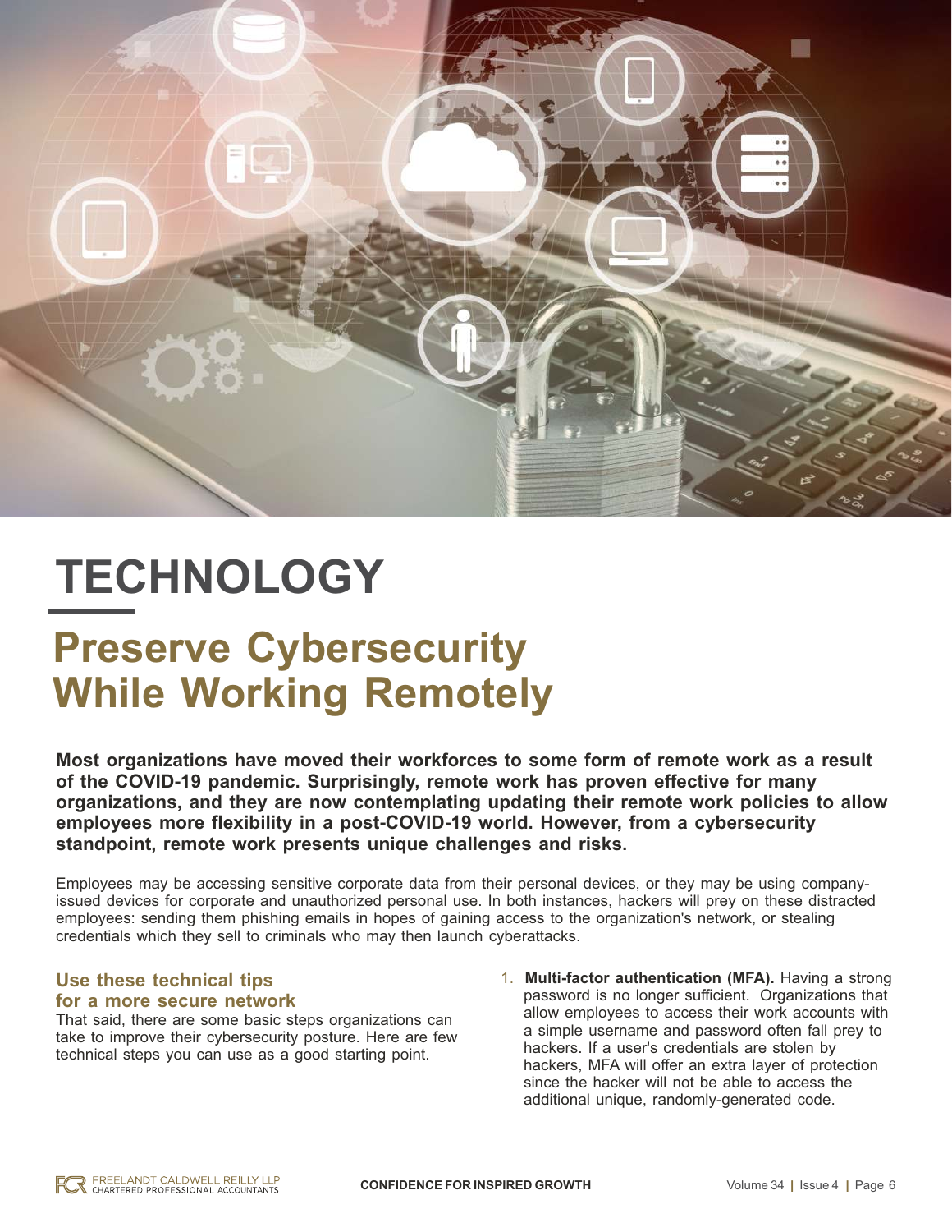# TECHNOLOGY

## Preserve Cybersecurity While Working Remotely

**Most organizations have moved their workforces to some form of remote work as a result of the COVID-19 pandemic. Surprisingly, remote work has proven effective for many organizations, and they are now contemplating updating their remote work policies to allow employees more flexibility in a post-COVID-19 world. However, from a cybersecurity standpoint, remote work presents unique challenges and risks.**

Employees may be accessing sensitive corporate data from their personal devices, or they may be using company-issued devices for corporate and unauthorized personal use. In both instances, hackers will prey on these distracted employees: sending them phishing emails in hopes of gaining access to the organization's network, or stealing credentials which they sell to criminals who may then launch cyberattacks.

### Use these technical tips for a more secure network

That said, there are some basic steps organizations can take to improve their cybersecurity posture. Here are few technical steps you can use as a good starting point.

1. **Multi-factor authentication (MFA).** Having a strong password is no longer sufficient. Organizations that allow employees to access their work accounts with a simple username and password often fall prey to hackers. If a user's credentials are stolen by hackers, MFA will offer an extra layer of protection since the hacker will not be able to access the additional unique, randomly-generated code.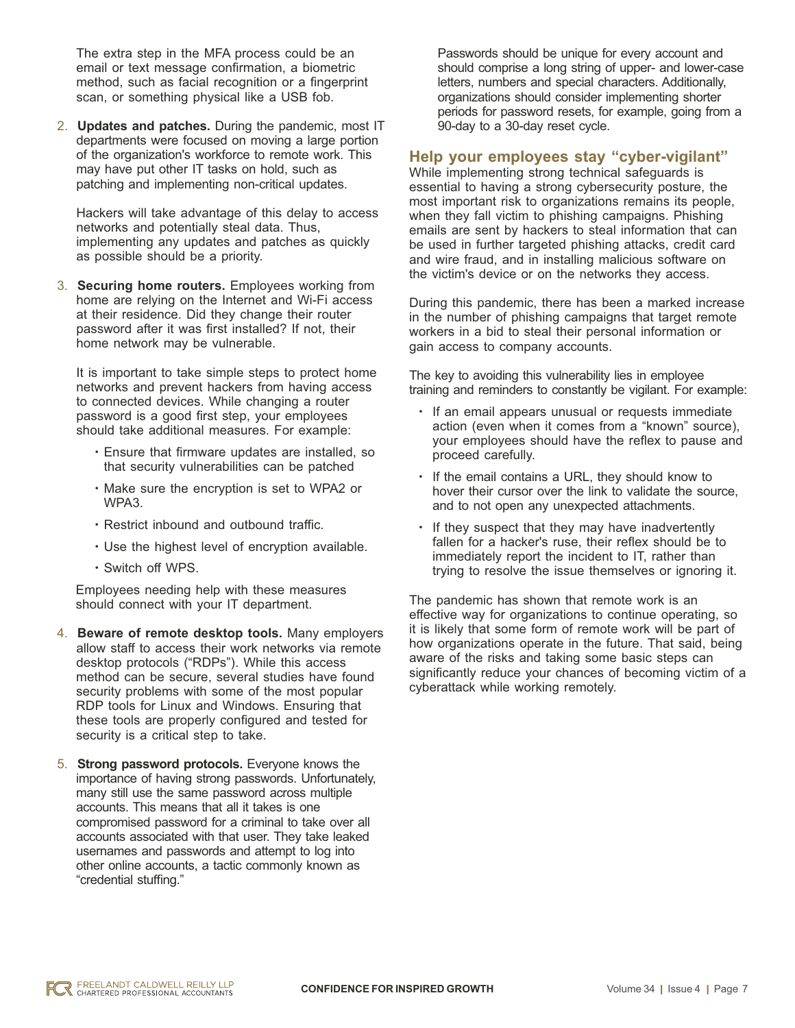The extra step in the MFA process could be an email or text message confirmation, a biometric method, such as facial recognition or a fingerprint scan, or something physical like a USB fob.

2. **Updates and patches.** During the pandemic, most IT departments were focused on moving a large portion of the organization's workforce to remote work. This may have put other IT tasks on hold, such as patching and implementing non-critical updates.

   Hackers will take advantage of this delay to access networks and potentially steal data. Thus, implementing any updates and patches as quickly as possible should be a priority.

3. **Securing home routers.** Employees working from home are relying on the Internet and Wi-Fi access at their residence. Did they change their router password after it was first installed? If not, their home network may be vulnerable.

   It is important to take simple steps to protect home networks and prevent hackers from having access to connected devices. While changing a router password is a good first step, your employees should take additional measures. For example:

   - Ensure that firmware updates are installed, so that security vulnerabilities can be patched
   - Make sure the encryption is set to WPA2 or WPA3.
   - Restrict inbound and outbound traffic.
   - Use the highest level of encryption available.
   - Switch off WPS.

   Employees needing help with these measures should connect with your IT department.

4. **Beware of remote desktop tools.** Many employers allow staff to access their work networks via remote desktop protocols ("RDPs"). While this access method can be secure, several studies have found security problems with some of the most popular RDP tools for Linux and Windows. Ensuring that these tools are properly configured and tested for security is a critical step to take.

5. **Strong password protocols.** Everyone knows the importance of having strong passwords. Unfortunately, many still use the same password across multiple accounts. This means that all it takes is one compromised password for a criminal to take over all accounts associated with that user. They take leaked usernames and passwords and attempt to log into other online accounts, a tactic commonly known as "credential stuffing."

   Passwords should be unique for every account and should comprise a long string of upper- and lower-case letters, numbers and special characters. Additionally, organizations should consider implementing shorter periods for password resets, for example, going from a 90-day to a 30-day reset cycle.

## Help your employees stay "cyber-vigilant"

While implementing strong technical safeguards is essential to having a strong cybersecurity posture, the most important risk to organizations remains its people, when they fall victim to phishing campaigns. Phishing emails are sent by hackers to steal information that can be used in further targeted phishing attacks, credit card and wire fraud, and in installing malicious software on the victim's device or on the networks they access.

During this pandemic, there has been a marked increase in the number of phishing campaigns that target remote workers in a bid to steal their personal information or gain access to company accounts.

The key to avoiding this vulnerability lies in employee training and reminders to constantly be vigilant. For example:

- If an email appears unusual or requests immediate action (even when it comes from a "known" source), your employees should have the reflex to pause and proceed carefully.
- If the email contains a URL, they should know to hover their cursor over the link to validate the source, and to not open any unexpected attachments.
- If they suspect that they may have inadvertently fallen for a hacker's ruse, their reflex should be to immediately report the incident to IT, rather than trying to resolve the issue themselves or ignoring it.

The pandemic has shown that remote work is an effective way for organizations to continue operating, so it is likely that some form of remote work will be part of how organizations operate in the future. That said, being aware of the risks and taking some basic steps can significantly reduce your chances of becoming victim of a cyberattack while working remotely.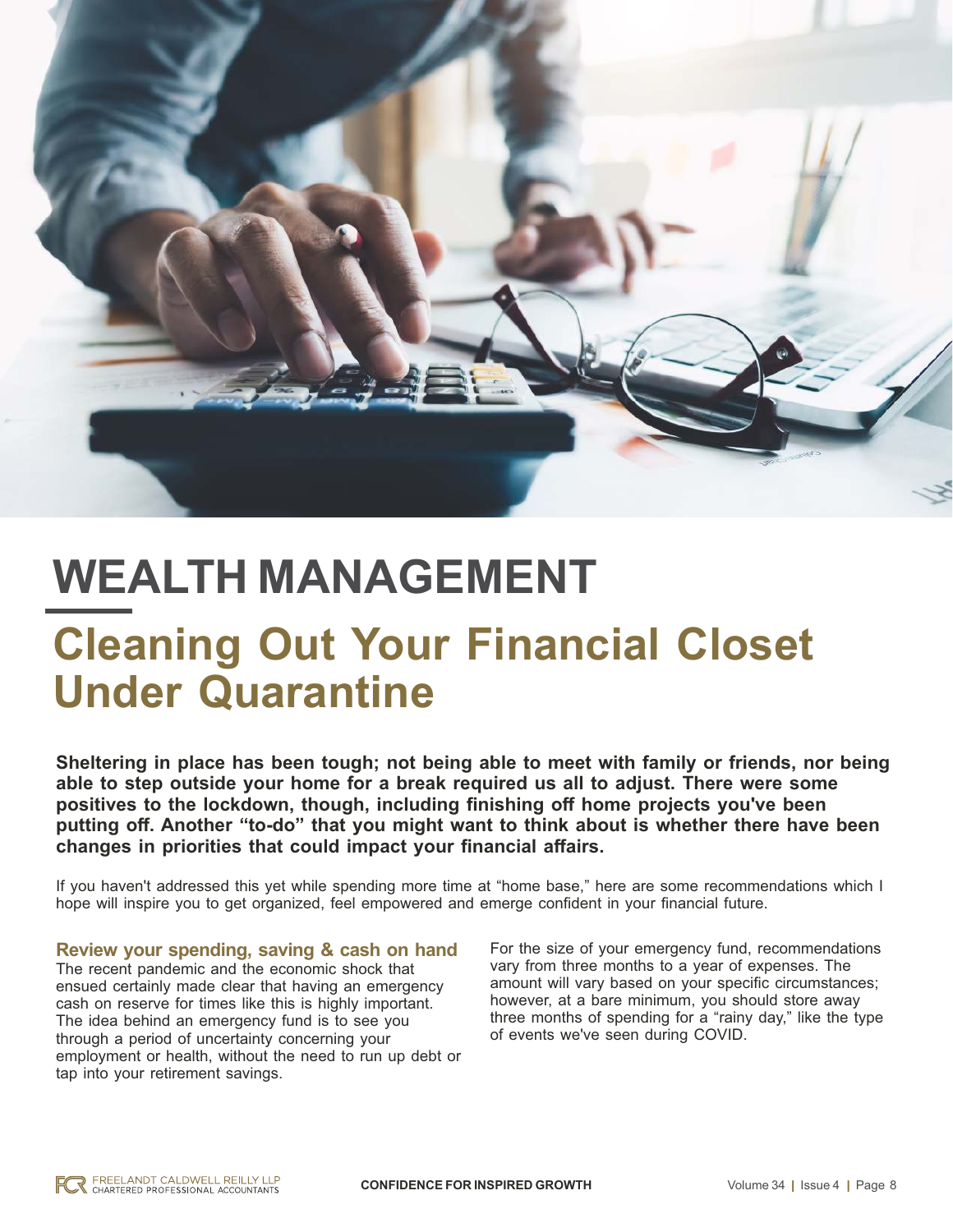# WEALTH MANAGEMENT

## Cleaning Out Your Financial Closet Under Quarantine

**Sheltering in place has been tough; not being able to meet with family or friends, nor being able to step outside your home for a break required us all to adjust. There were some positives to the lockdown, though, including finishing off home projects you've been putting off. Another "to-do" that you might want to think about is whether there have been changes in priorities that could impact your financial affairs.**

If you haven't addressed this yet while spending more time at "home base," here are some recommendations which I hope will inspire you to get organized, feel empowered and emerge confident in your financial future.

### Review your spending, saving & cash on hand

The recent pandemic and the economic shock that ensued certainly made clear that having an emergency cash on reserve for times like this is highly important. The idea behind an emergency fund is to see you through a period of uncertainty concerning your employment or health, without the need to run up debt or tap into your retirement savings.

For the size of your emergency fund, recommendations vary from three months to a year of expenses. The amount will vary based on your specific circumstances; however, at a bare minimum, you should store away three months of spending for a "rainy day," like the type of events we've seen during COVID.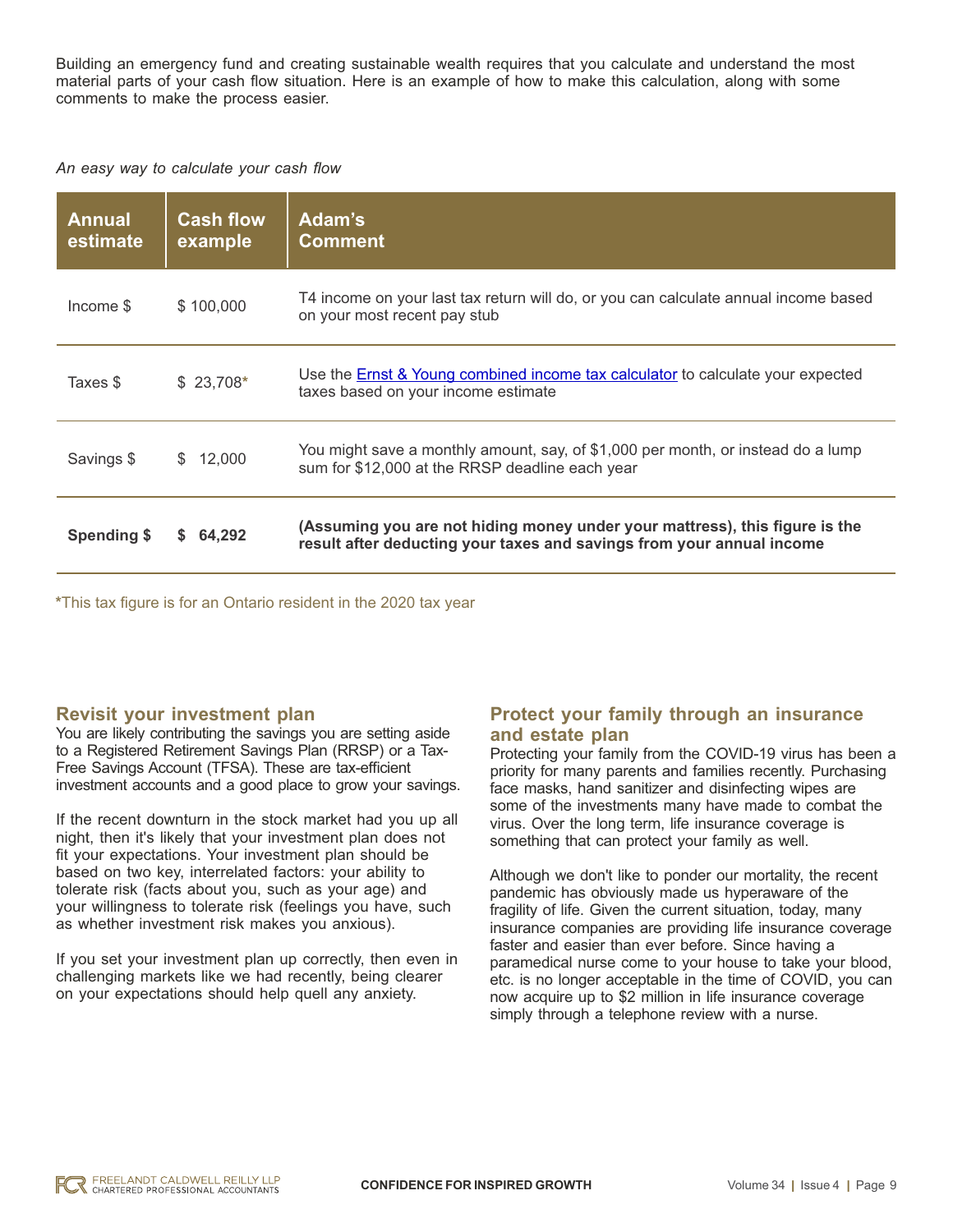Building an emergency fund and creating sustainable wealth requires that you calculate and understand the most material parts of your cash flow situation. Here is an example of how to make this calculation, along with some comments to make the process easier.

*An easy way to calculate your cash flow*

| Annual estimate | Cash flow example | Adam's Comment |
| --- | --- | --- |
| Income $ | $ 100,000 | T4 income on your last tax return will do, or you can calculate annual income based on your most recent pay stub |
| Taxes $ | $ 23,708* | Use the Ernst & Young combined income tax calculator to calculate your expected taxes based on your income estimate |
| Savings $ | $ 12,000 | You might save a monthly amount, say, of $1,000 per month, or instead do a lump sum for $12,000 at the RRSP deadline each year |
| **Spending $** | **$ 64,292** | **(Assuming you are not hiding money under your mattress), this figure is the result after deducting your taxes and savings from your annual income** |

*This tax figure is for an Ontario resident in the 2020 tax year

## Revisit your investment plan

You are likely contributing the savings you are setting aside to a Registered Retirement Savings Plan (RRSP) or a Tax-Free Savings Account (TFSA). These are tax-efficient investment accounts and a good place to grow your savings.

If the recent downturn in the stock market had you up all night, then it's likely that your investment plan does not fit your expectations. Your investment plan should be based on two key, interrelated factors: your ability to tolerate risk (facts about you, such as your age) and your willingness to tolerate risk (feelings you have, such as whether investment risk makes you anxious).

If you set your investment plan up correctly, then even in challenging markets like we had recently, being clearer on your expectations should help quell any anxiety.

## Protect your family through an insurance and estate plan

Protecting your family from the COVID-19 virus has been a priority for many parents and families recently. Purchasing face masks, hand sanitizer and disinfecting wipes are some of the investments many have made to combat the virus. Over the long term, life insurance coverage is something that can protect your family as well.

Although we don't like to ponder our mortality, the recent pandemic has obviously made us hyperaware of the fragility of life. Given the current situation, today, many insurance companies are providing life insurance coverage faster and easier than ever before. Since having a paramedical nurse come to your house to take your blood, etc. is no longer acceptable in the time of COVID, you can now acquire up to $2 million in life insurance coverage simply through a telephone review with a nurse.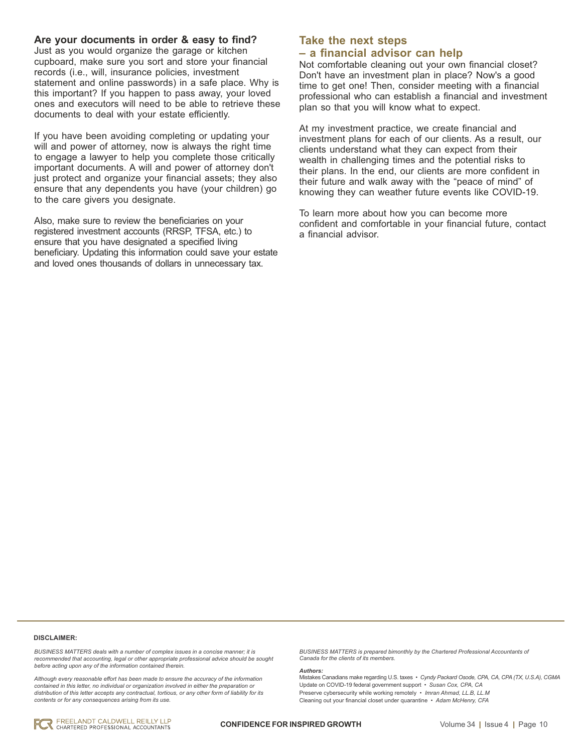### Are your documents in order & easy to find?

Just as you would organize the garage or kitchen cupboard, make sure you sort and store your financial records (i.e., will, insurance policies, investment statement and online passwords) in a safe place. Why is this important? If you happen to pass away, your loved ones and executors will need to be able to retrieve these documents to deal with your estate efficiently.

If you have been avoiding completing or updating your will and power of attorney, now is always the right time to engage a lawyer to help you complete those critically important documents. A will and power of attorney don't just protect and organize your financial assets; they also ensure that any dependents you have (your children) go to the care givers you designate.

Also, make sure to review the beneficiaries on your registered investment accounts (RRSP, TFSA, etc.) to ensure that you have designated a specified living beneficiary. Updating this information could save your estate and loved ones thousands of dollars in unnecessary tax.

## Take the next steps – a financial advisor can help

Not comfortable cleaning out your own financial closet? Don't have an investment plan in place? Now's a good time to get one! Then, consider meeting with a financial professional who can establish a financial and investment plan so that you will know what to expect.

At my investment practice, we create financial and investment plans for each of our clients. As a result, our clients understand what they can expect from their wealth in challenging times and the potential risks to their plans. In the end, our clients are more confident in their future and walk away with the "peace of mind" of knowing they can weather future events like COVID-19.

To learn more about how you can become more confident and comfortable in your financial future, contact a financial advisor.

---

**DISCLAIMER:**

*BUSINESS MATTERS deals with a number of complex issues in a concise manner; it is recommended that accounting, legal or other appropriate professional advice should be sought before acting upon any of the information contained therein.*

*Although every reasonable effort has been made to ensure the accuracy of the information contained in this letter, no individual or organization involved in either the preparation or distribution of this letter accepts any contractual, tortious, or any other form of liability for its contents or for any consequences arising from its use.*

*BUSINESS MATTERS is prepared bimonthly by the Chartered Professional Accountants of Canada for the clients of its members.*

***Authors:***

Mistakes Canadians make regarding U.S. taxes • *Cyndy Packard Osode, CPA, CA, CPA (TX, U.S.A), CGMA*

Update on COVID-19 federal government support • *Susan Cox, CPA, CA*

Preserve cybersecurity while working remotely • *Imran Ahmad, LL.B, LL.M*

Cleaning out your financial closet under quarantine • *Adam McHenry, CFA*